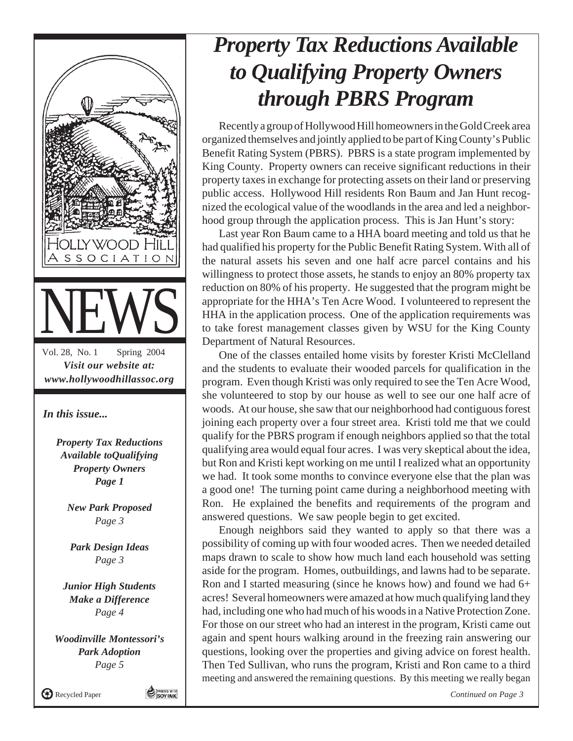HOLLYWOOD HILL ASSOCIATION

# NEWS

Vol. 28, No. 1 Spring 2004

***Visit our website at: www.hollywoodhillassoc.org***

*In this issue...*

***Property Tax Reductions Available toQualifying Property Owners Page 1***

***New Park Proposed** Page 3*

***Park Design Ideas** Page 3*

***Junior High Students Make a Difference** Page 4*

***Woodinville Montessori's Park Adoption** Page 5*

Recycled Paper

# *Property Tax Reductions Available to Qualifying Property Owners through PBRS Program*

Recently a group of Hollywood Hill homeowners in the Gold Creek area organized themselves and jointly applied to be part of King County's Public Benefit Rating System (PBRS). PBRS is a state program implemented by King County. Property owners can receive significant reductions in their property taxes in exchange for protecting assets on their land or preserving public access. Hollywood Hill residents Ron Baum and Jan Hunt recognized the ecological value of the woodlands in the area and led a neighborhood group through the application process. This is Jan Hunt's story:

Last year Ron Baum came to a HHA board meeting and told us that he had qualified his property for the Public Benefit Rating System. With all of the natural assets his seven and one half acre parcel contains and his willingness to protect those assets, he stands to enjoy an 80% property tax reduction on 80% of his property. He suggested that the program might be appropriate for the HHA's Ten Acre Wood. I volunteered to represent the HHA in the application process. One of the application requirements was to take forest management classes given by WSU for the King County Department of Natural Resources.

One of the classes entailed home visits by forester Kristi McClelland and the students to evaluate their wooded parcels for qualification in the program. Even though Kristi was only required to see the Ten Acre Wood, she volunteered to stop by our house as well to see our one half acre of woods. At our house, she saw that our neighborhood had contiguous forest joining each property over a four street area. Kristi told me that we could qualify for the PBRS program if enough neighbors applied so that the total qualifying area would equal four acres. I was very skeptical about the idea, but Ron and Kristi kept working on me until I realized what an opportunity we had. It took some months to convince everyone else that the plan was a good one! The turning point came during a neighborhood meeting with Ron. He explained the benefits and requirements of the program and answered questions. We saw people begin to get excited.

Enough neighbors said they wanted to apply so that there was a possibility of coming up with four wooded acres. Then we needed detailed maps drawn to scale to show how much land each household was setting aside for the program. Homes, outbuildings, and lawns had to be separate. Ron and I started measuring (since he knows how) and found we had 6+ acres! Several homeowners were amazed at how much qualifying land they had, including one who had much of his woods in a Native Protection Zone. For those on our street who had an interest in the program, Kristi came out again and spent hours walking around in the freezing rain answering our questions, looking over the properties and giving advice on forest health. Then Ted Sullivan, who runs the program, Kristi and Ron came to a third meeting and answered the remaining questions. By this meeting we really began

*Continued on Page 3*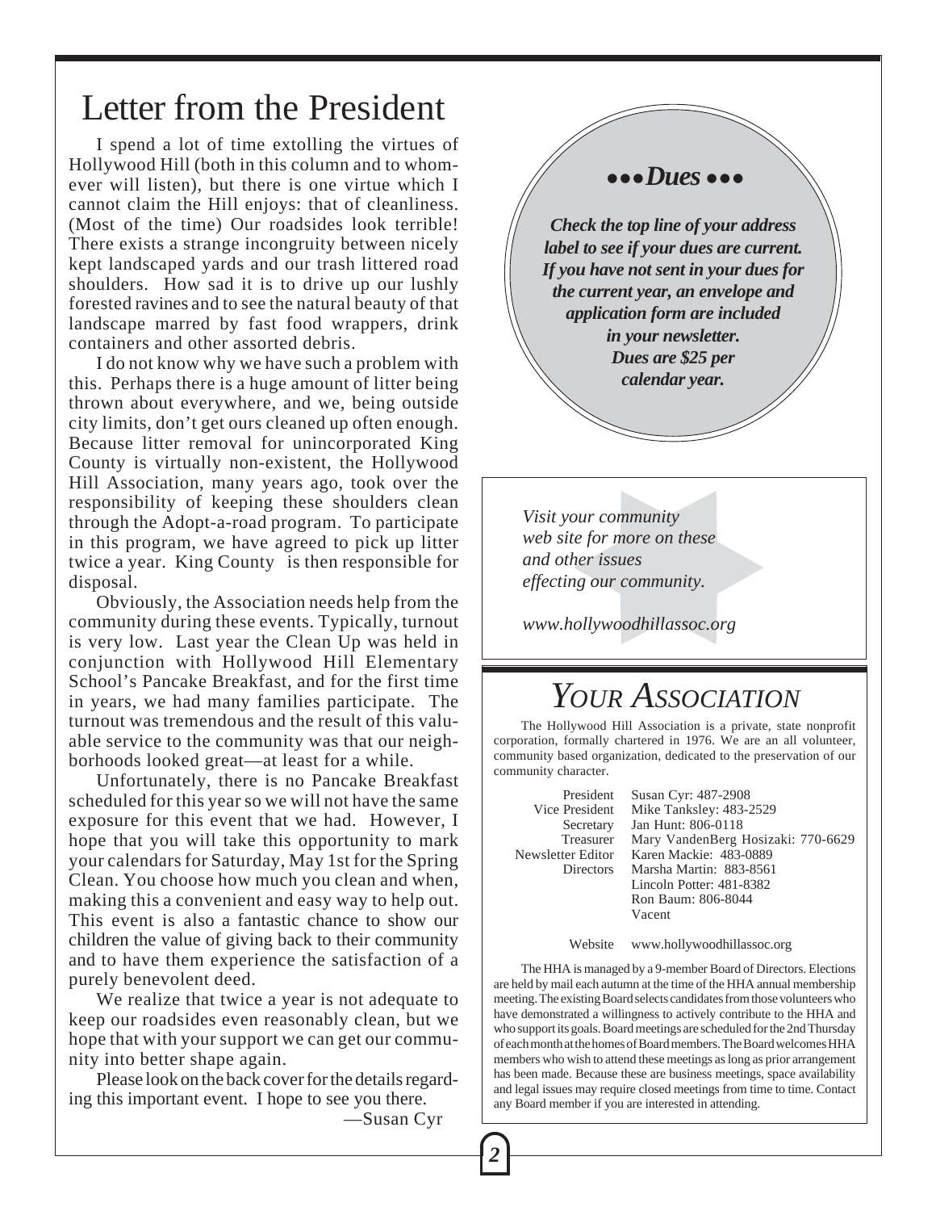# Letter from the President

I spend a lot of time extolling the virtues of Hollywood Hill (both in this column and to whomever will listen), but there is one virtue which I cannot claim the Hill enjoys: that of cleanliness. (Most of the time) Our roadsides look terrible! There exists a strange incongruity between nicely kept landscaped yards and our trash littered road shoulders. How sad it is to drive up our lushly forested ravines and to see the natural beauty of that landscape marred by fast food wrappers, drink containers and other assorted debris.

I do not know why we have such a problem with this. Perhaps there is a huge amount of litter being thrown about everywhere, and we, being outside city limits, don't get ours cleaned up often enough. Because litter removal for unincorporated King County is virtually non-existent, the Hollywood Hill Association, many years ago, took over the responsibility of keeping these shoulders clean through the Adopt-a-road program. To participate in this program, we have agreed to pick up litter twice a year. King County is then responsible for disposal.

Obviously, the Association needs help from the community during these events. Typically, turnout is very low. Last year the Clean Up was held in conjunction with Hollywood Hill Elementary School's Pancake Breakfast, and for the first time in years, we had many families participate. The turnout was tremendous and the result of this valuable service to the community was that our neighborhoods looked great—at least for a while.

Unfortunately, there is no Pancake Breakfast scheduled for this year so we will not have the same exposure for this event that we had. However, I hope that you will take this opportunity to mark your calendars for Saturday, May 1st for the Spring Clean. You choose how much you clean and when, making this a convenient and easy way to help out. This event is also a fantastic chance to show our children the value of giving back to their community and to have them experience the satisfaction of a purely benevolent deed.

We realize that twice a year is not adequate to keep our roadsides even reasonably clean, but we hope that with your support we can get our community into better shape again.

Please look on the back cover for the details regarding this important event. I hope to see you there.

—Susan Cyr

## ••• *Dues* •••

***Check the top line of your address label to see if your dues are current. If you have not sent in your dues for the current year, an envelope and application form are included in your newsletter. Dues are $25 per calendar year.***

*Visit your community web site for more on these and other issues effecting our community.*

*www.hollywoodhillassoc.org*

# *YOUR ASSOCIATION*

The Hollywood Hill Association is a private, state nonprofit corporation, formally chartered in 1976. We are an all volunteer, community based organization, dedicated to the preservation of our community character.

| | |
|---|---|
| President | Susan Cyr: 487-2908 |
| Vice President | Mike Tanksley: 483-2529 |
| Secretary | Jan Hunt: 806-0118 |
| Treasurer | Mary VandenBerg Hosizaki: 770-6629 |
| Newsletter Editor | Karen Mackie: 483-0889 |
| Directors | Marsha Martin: 883-8561 |
| | Lincoln Potter: 481-8382 |
| | Ron Baum: 806-8044 |
| | Vacent |
| Website | www.hollywoodhillassoc.org |

The HHA is managed by a 9-member Board of Directors. Elections are held by mail each autumn at the time of the HHA annual membership meeting. The existing Board selects candidates from those volunteers who have demonstrated a willingness to actively contribute to the HHA and who support its goals. Board meetings are scheduled for the 2nd Thursday of each month at the homes of Board members. The Board welcomes HHA members who wish to attend these meetings as long as prior arrangement has been made. Because these are business meetings, space availability and legal issues may require closed meetings from time to time. Contact any Board member if you are interested in attending.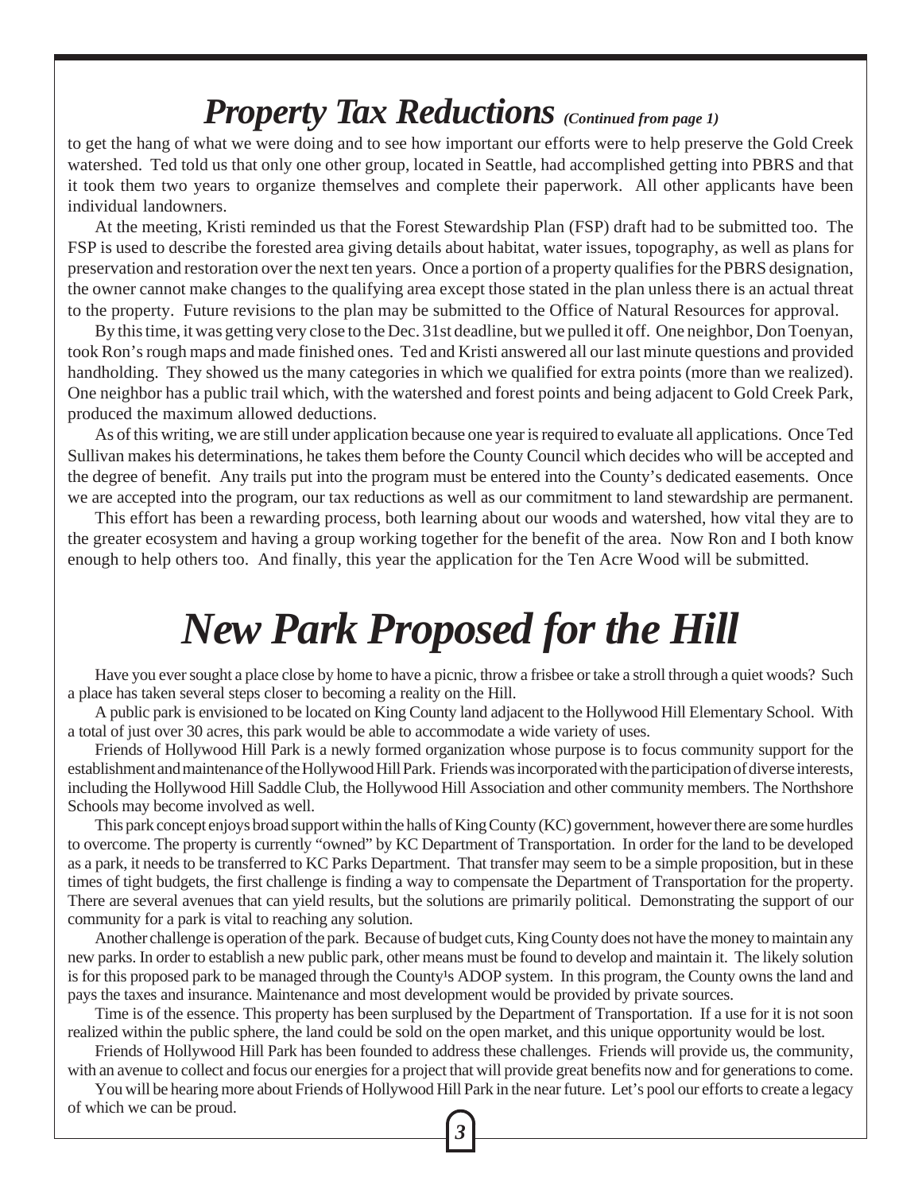# *Property Tax Reductions* *(Continued from page 1)*

to get the hang of what we were doing and to see how important our efforts were to help preserve the Gold Creek watershed. Ted told us that only one other group, located in Seattle, had accomplished getting into PBRS and that it took them two years to organize themselves and complete their paperwork. All other applicants have been individual landowners.

At the meeting, Kristi reminded us that the Forest Stewardship Plan (FSP) draft had to be submitted too. The FSP is used to describe the forested area giving details about habitat, water issues, topography, as well as plans for preservation and restoration over the next ten years. Once a portion of a property qualifies for the PBRS designation, the owner cannot make changes to the qualifying area except those stated in the plan unless there is an actual threat to the property. Future revisions to the plan may be submitted to the Office of Natural Resources for approval.

By this time, it was getting very close to the Dec. 31st deadline, but we pulled it off. One neighbor, Don Toenyan, took Ron's rough maps and made finished ones. Ted and Kristi answered all our last minute questions and provided handholding. They showed us the many categories in which we qualified for extra points (more than we realized). One neighbor has a public trail which, with the watershed and forest points and being adjacent to Gold Creek Park, produced the maximum allowed deductions.

As of this writing, we are still under application because one year is required to evaluate all applications. Once Ted Sullivan makes his determinations, he takes them before the County Council which decides who will be accepted and the degree of benefit. Any trails put into the program must be entered into the County's dedicated easements. Once we are accepted into the program, our tax reductions as well as our commitment to land stewardship are permanent.

This effort has been a rewarding process, both learning about our woods and watershed, how vital they are to the greater ecosystem and having a group working together for the benefit of the area. Now Ron and I both know enough to help others too. And finally, this year the application for the Ten Acre Wood will be submitted.

# *New Park Proposed for the Hill*

Have you ever sought a place close by home to have a picnic, throw a frisbee or take a stroll through a quiet woods? Such a place has taken several steps closer to becoming a reality on the Hill.

A public park is envisioned to be located on King County land adjacent to the Hollywood Hill Elementary School. With a total of just over 30 acres, this park would be able to accommodate a wide variety of uses.

Friends of Hollywood Hill Park is a newly formed organization whose purpose is to focus community support for the establishment and maintenance of the Hollywood Hill Park. Friends was incorporated with the participation of diverse interests, including the Hollywood Hill Saddle Club, the Hollywood Hill Association and other community members. The Northshore Schools may become involved as well.

This park concept enjoys broad support within the halls of King County (KC) government, however there are some hurdles to overcome. The property is currently "owned" by KC Department of Transportation. In order for the land to be developed as a park, it needs to be transferred to KC Parks Department. That transfer may seem to be a simple proposition, but in these times of tight budgets, the first challenge is finding a way to compensate the Department of Transportation for the property. There are several avenues that can yield results, but the solutions are primarily political. Demonstrating the support of our community for a park is vital to reaching any solution.

Another challenge is operation of the park. Because of budget cuts, King County does not have the money to maintain any new parks. In order to establish a new public park, other means must be found to develop and maintain it. The likely solution is for this proposed park to be managed through the County¹s ADOP system. In this program, the County owns the land and pays the taxes and insurance. Maintenance and most development would be provided by private sources.

Time is of the essence. This property has been surplused by the Department of Transportation. If a use for it is not soon realized within the public sphere, the land could be sold on the open market, and this unique opportunity would be lost.

Friends of Hollywood Hill Park has been founded to address these challenges. Friends will provide us, the community, with an avenue to collect and focus our energies for a project that will provide great benefits now and for generations to come.

You will be hearing more about Friends of Hollywood Hill Park in the near future. Let's pool our efforts to create a legacy of which we can be proud.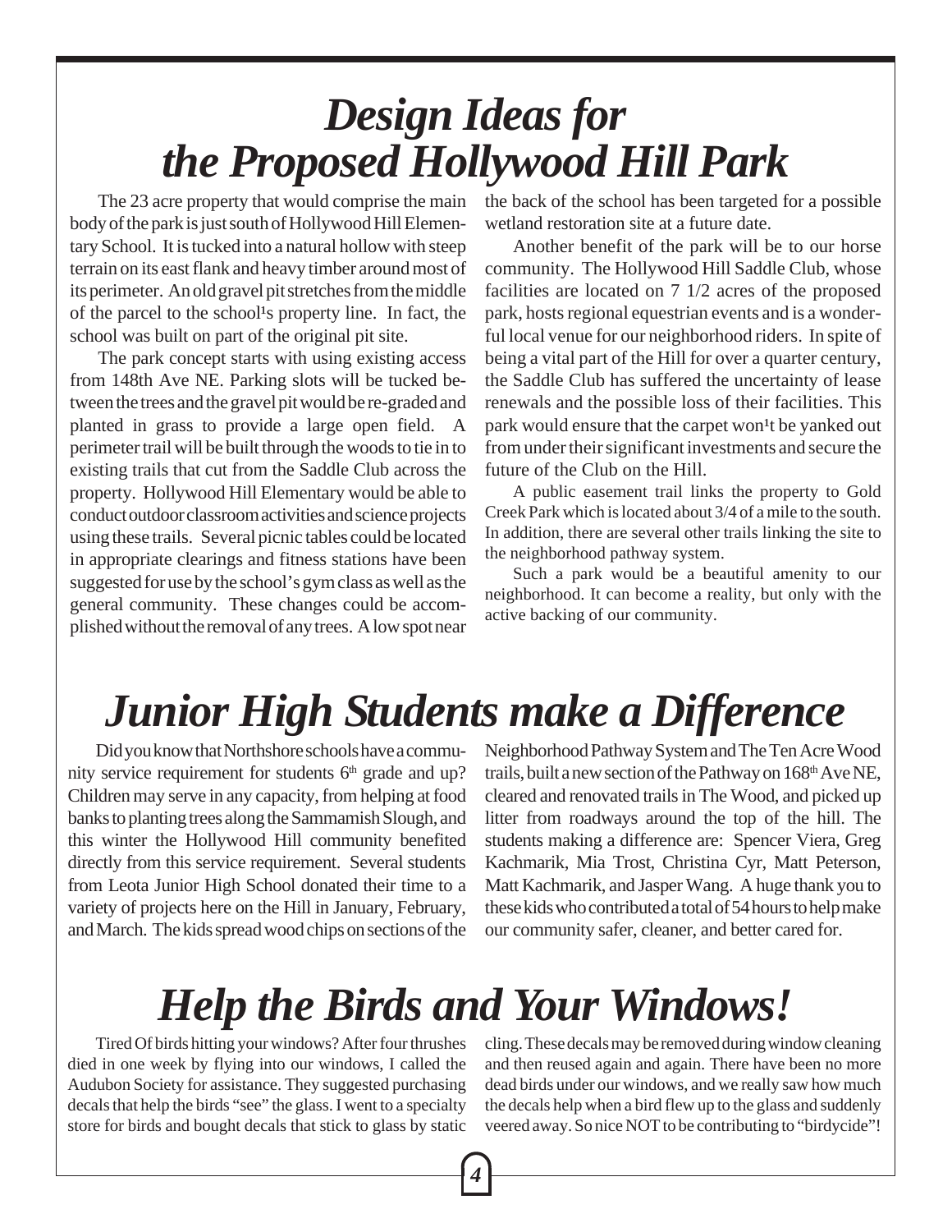# *Design Ideas for the Proposed Hollywood Hill Park*

The 23 acre property that would comprise the main body of the park is just south of Hollywood Hill Elementary School. It is tucked into a natural hollow with steep terrain on its east flank and heavy timber around most of its perimeter. An old gravel pit stretches from the middle of the parcel to the school¹s property line. In fact, the school was built on part of the original pit site.

The park concept starts with using existing access from 148th Ave NE. Parking slots will be tucked between the trees and the gravel pit would be re-graded and planted in grass to provide a large open field. A perimeter trail will be built through the woods to tie in to existing trails that cut from the Saddle Club across the property. Hollywood Hill Elementary would be able to conduct outdoor classroom activities and science projects using these trails. Several picnic tables could be located in appropriate clearings and fitness stations have been suggested for use by the school's gym class as well as the general community. These changes could be accomplished without the removal of any trees. A low spot near the back of the school has been targeted for a possible wetland restoration site at a future date.

Another benefit of the park will be to our horse community. The Hollywood Hill Saddle Club, whose facilities are located on 7 1/2 acres of the proposed park, hosts regional equestrian events and is a wonderful local venue for our neighborhood riders. In spite of being a vital part of the Hill for over a quarter century, the Saddle Club has suffered the uncertainty of lease renewals and the possible loss of their facilities. This park would ensure that the carpet won¹t be yanked out from under their significant investments and secure the future of the Club on the Hill.

A public easement trail links the property to Gold Creek Park which is located about 3/4 of a mile to the south. In addition, there are several other trails linking the site to the neighborhood pathway system.

Such a park would be a beautiful amenity to our neighborhood. It can become a reality, but only with the active backing of our community.

# *Junior High Students make a Difference*

Did you know that Northshore schools have a community service requirement for students 6th grade and up? Children may serve in any capacity, from helping at food banks to planting trees along the Sammamish Slough, and this winter the Hollywood Hill community benefited directly from this service requirement. Several students from Leota Junior High School donated their time to a variety of projects here on the Hill in January, February, and March. The kids spread wood chips on sections of the Neighborhood Pathway System and The Ten Acre Wood trails, built a new section of the Pathway on 168th Ave NE, cleared and renovated trails in The Wood, and picked up litter from roadways around the top of the hill. The students making a difference are: Spencer Viera, Greg Kachmarik, Mia Trost, Christina Cyr, Matt Peterson, Matt Kachmarik, and Jasper Wang. A huge thank you to these kids who contributed a total of 54 hours to help make our community safer, cleaner, and better cared for.

# *Help the Birds and Your Windows!*

Tired Of birds hitting your windows? After four thrushes died in one week by flying into our windows, I called the Audubon Society for assistance. They suggested purchasing decals that help the birds "see" the glass. I went to a specialty store for birds and bought decals that stick to glass by static cling. These decals may be removed during window cleaning and then reused again and again. There have been no more dead birds under our windows, and we really saw how much the decals help when a bird flew up to the glass and suddenly veered away. So nice NOT to be contributing to "birdycide"!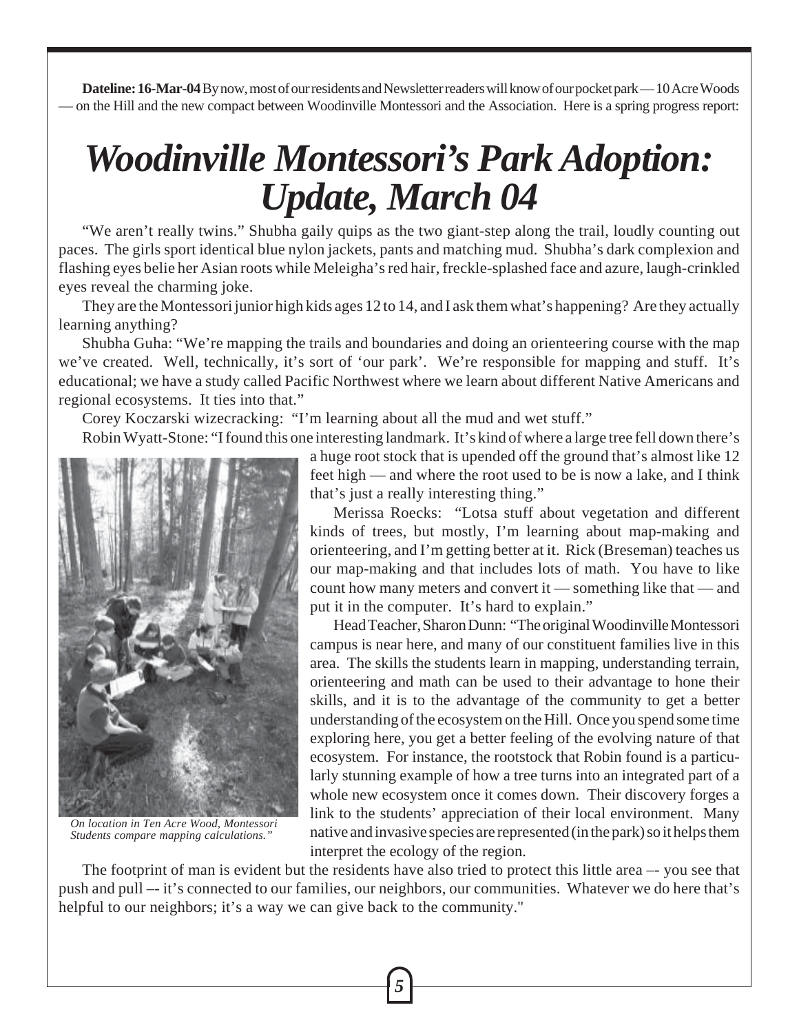**Dateline: 16-Mar-04** By now, most of our residents and Newsletter readers will know of our pocket park — 10 Acre Woods — on the Hill and the new compact between Woodinville Montessori and the Association. Here is a spring progress report:

# *Woodinville Montessori's Park Adoption: Update, March 04*

"We aren't really twins." Shubha gaily quips as the two giant-step along the trail, loudly counting out paces. The girls sport identical blue nylon jackets, pants and matching mud. Shubha's dark complexion and flashing eyes belie her Asian roots while Meleigha's red hair, freckle-splashed face and azure, laugh-crinkled eyes reveal the charming joke.

They are the Montessori junior high kids ages 12 to 14, and I ask them what's happening? Are they actually learning anything?

Shubha Guha: "We're mapping the trails and boundaries and doing an orienteering course with the map we've created. Well, technically, it's sort of 'our park'. We're responsible for mapping and stuff. It's educational; we have a study called Pacific Northwest where we learn about different Native Americans and regional ecosystems. It ties into that."

Corey Koczarski wizecracking: "I'm learning about all the mud and wet stuff."

Robin Wyatt-Stone: "I found this one interesting landmark. It's kind of where a large tree fell down there's a huge root stock that is upended off the ground that's almost like 12 feet high — and where the root used to be is now a lake, and I think that's just a really interesting thing."

*On location in Ten Acre Wood, Montessori Students compare mapping calculations."*

Merissa Roecks: "Lotsa stuff about vegetation and different kinds of trees, but mostly, I'm learning about map-making and orienteering, and I'm getting better at it. Rick (Breseman) teaches us our map-making and that includes lots of math. You have to like count how many meters and convert it — something like that — and put it in the computer. It's hard to explain."

Head Teacher, Sharon Dunn: "The original Woodinville Montessori campus is near here, and many of our constituent families live in this area. The skills the students learn in mapping, understanding terrain, orienteering and math can be used to their advantage to hone their skills, and it is to the advantage of the community to get a better understanding of the ecosystem on the Hill. Once you spend some time exploring here, you get a better feeling of the evolving nature of that ecosystem. For instance, the rootstock that Robin found is a particularly stunning example of how a tree turns into an integrated part of a whole new ecosystem once it comes down. Their discovery forges a link to the students' appreciation of their local environment. Many native and invasive species are represented (in the park) so it helps them interpret the ecology of the region.

The footprint of man is evident but the residents have also tried to protect this little area –- you see that push and pull –- it's connected to our families, our neighbors, our communities. Whatever we do here that's helpful to our neighbors; it's a way we can give back to the community."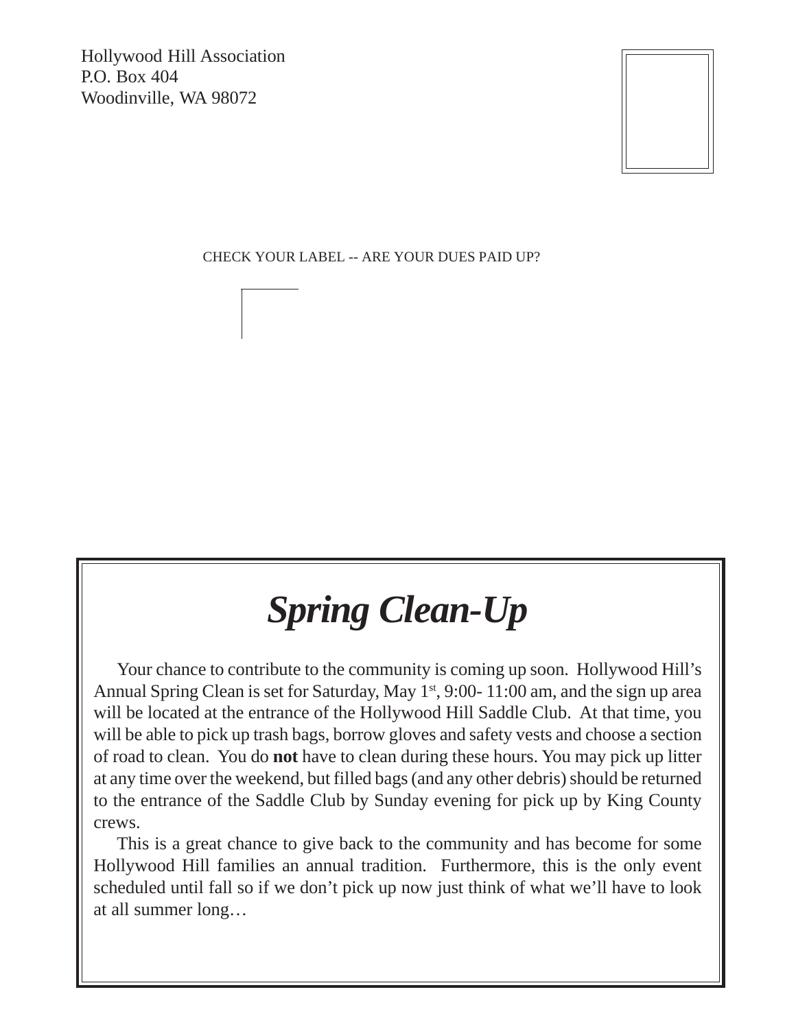Hollywood Hill Association
P.O. Box 404
Woodinville, WA 98072

CHECK YOUR LABEL -- ARE YOUR DUES PAID UP?

# ***Spring Clean-Up***

Your chance to contribute to the community is coming up soon. Hollywood Hill's Annual Spring Clean is set for Saturday, May 1st, 9:00- 11:00 am, and the sign up area will be located at the entrance of the Hollywood Hill Saddle Club. At that time, you will be able to pick up trash bags, borrow gloves and safety vests and choose a section of road to clean. You do **not** have to clean during these hours. You may pick up litter at any time over the weekend, but filled bags (and any other debris) should be returned to the entrance of the Saddle Club by Sunday evening for pick up by King County crews.

This is a great chance to give back to the community and has become for some Hollywood Hill families an annual tradition. Furthermore, this is the only event scheduled until fall so if we don't pick up now just think of what we'll have to look at all summer long…